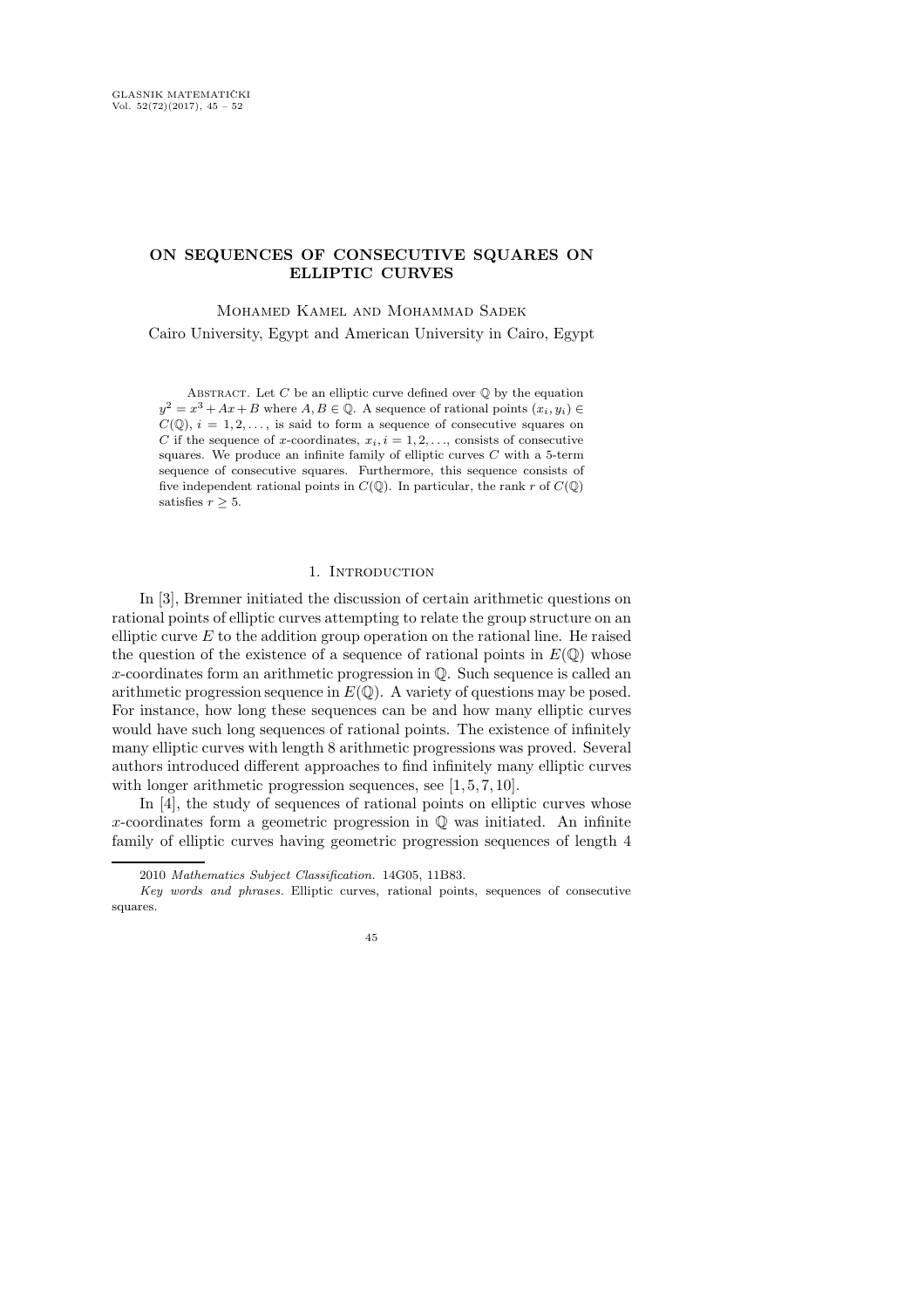# ON SEQUENCES OF CONSECUTIVE SQUARES ON ELLIPTIC CURVES

Mohamed Kamel and Mohammad Sadek

Cairo University, Egypt and American University in Cairo, Egypt

Abstract. Let $C$ be an elliptic curve defined over $\mathbb{Q}$ by the equation $y^2 = x^3 + Ax + B$ where $A, B \in \mathbb{Q}$. A sequence of rational points $(x_i, y_i) \in C(\mathbb{Q})$, $i = 1, 2, \ldots$, is said to form a sequence of consecutive squares on $C$ if the sequence of $x$-coordinates, $x_i, i = 1, 2, \ldots$, consists of consecutive squares. We produce an infinite family of elliptic curves $C$ with a 5-term sequence of consecutive squares. Furthermore, this sequence consists of five independent rational points in $C(\mathbb{Q})$. In particular, the rank $r$ of $C(\mathbb{Q})$ satisfies $r \geq 5$.

## 1. Introduction

In [3], Bremner initiated the discussion of certain arithmetic questions on rational points of elliptic curves attempting to relate the group structure on an elliptic curve $E$ to the addition group operation on the rational line. He raised the question of the existence of a sequence of rational points in $E(\mathbb{Q})$ whose $x$-coordinates form an arithmetic progression in $\mathbb{Q}$. Such sequence is called an arithmetic progression sequence in $E(\mathbb{Q})$. A variety of questions may be posed. For instance, how long these sequences can be and how many elliptic curves would have such long sequences of rational points. The existence of infinitely many elliptic curves with length 8 arithmetic progressions was proved. Several authors introduced different approaches to find infinitely many elliptic curves with longer arithmetic progression sequences, see [1, 5, 7, 10].

In [4], the study of sequences of rational points on elliptic curves whose $x$-coordinates form a geometric progression in $\mathbb{Q}$ was initiated. An infinite family of elliptic curves having geometric progression sequences of length 4

---

2010 *Mathematics Subject Classification.* 14G05, 11B83.

*Key words and phrases.* Elliptic curves, rational points, sequences of consecutive squares.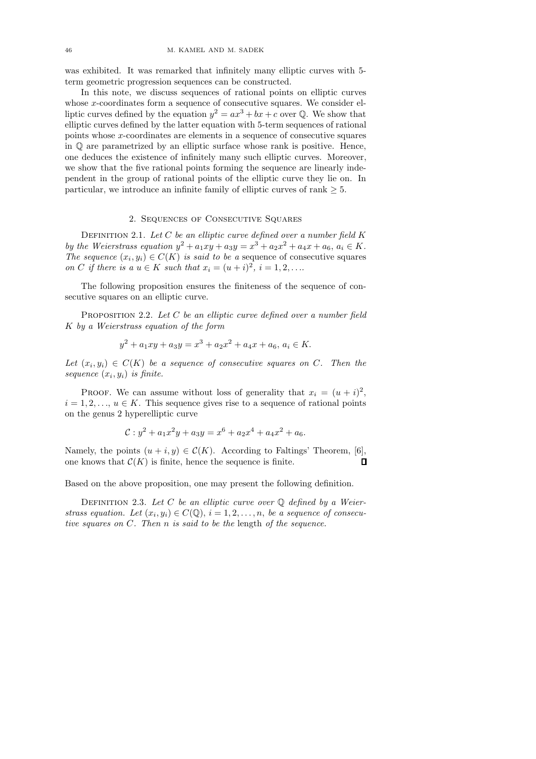was exhibited. It was remarked that infinitely many elliptic curves with 5-term geometric progression sequences can be constructed.

In this note, we discuss sequences of rational points on elliptic curves whose $x$-coordinates form a sequence of consecutive squares. We consider elliptic curves defined by the equation $y^2 = ax^3 + bx + c$ over $\mathbb{Q}$. We show that elliptic curves defined by the latter equation with 5-term sequences of rational points whose $x$-coordinates are elements in a sequence of consecutive squares in $\mathbb{Q}$ are parametrized by an elliptic surface whose rank is positive. Hence, one deduces the existence of infinitely many such elliptic curves. Moreover, we show that the five rational points forming the sequence are linearly independent in the group of rational points of the elliptic curve they lie on. In particular, we introduce an infinite family of elliptic curves of rank $\geq 5$.

## 2. Sequences of Consecutive Squares

Definition 2.1. *Let $C$ be an elliptic curve defined over a number field $K$ by the Weierstrass equation $y^2 + a_1xy + a_3y = x^3 + a_2x^2 + a_4x + a_6$, $a_i \in K$. The sequence $(x_i, y_i) \in C(K)$ is said to be a* sequence of consecutive squares *on $C$ if there is a $u \in K$ such that $x_i = (u+i)^2$, $i = 1, 2, \ldots$.*

The following proposition ensures the finiteness of the sequence of consecutive squares on an elliptic curve.

Proposition 2.2. *Let $C$ be an elliptic curve defined over a number field $K$ by a Weierstrass equation of the form*

$$y^2 + a_1xy + a_3y = x^3 + a_2x^2 + a_4x + a_6,\ a_i \in K.$$

*Let $(x_i, y_i) \in C(K)$ be a sequence of consecutive squares on $C$. Then the sequence $(x_i, y_i)$ is finite.*

Proof. We can assume without loss of generality that $x_i = (u+i)^2$, $i = 1, 2, \ldots$, $u \in K$. This sequence gives rise to a sequence of rational points on the genus 2 hyperelliptic curve

$$\mathcal{C} : y^2 + a_1x^2y + a_3y = x^6 + a_2x^4 + a_4x^2 + a_6.$$

Namely, the points $(u+i, y) \in \mathcal{C}(K)$. According to Faltings' Theorem, [6], one knows that $\mathcal{C}(K)$ is finite, hence the sequence is finite. $\square$

Based on the above proposition, one may present the following definition.

Definition 2.3. *Let $C$ be an elliptic curve over $\mathbb{Q}$ defined by a Weierstrass equation. Let $(x_i, y_i) \in C(\mathbb{Q})$, $i = 1, 2, \ldots, n$, be a sequence of consecutive squares on $C$. Then $n$ is said to be the* length *of the sequence.*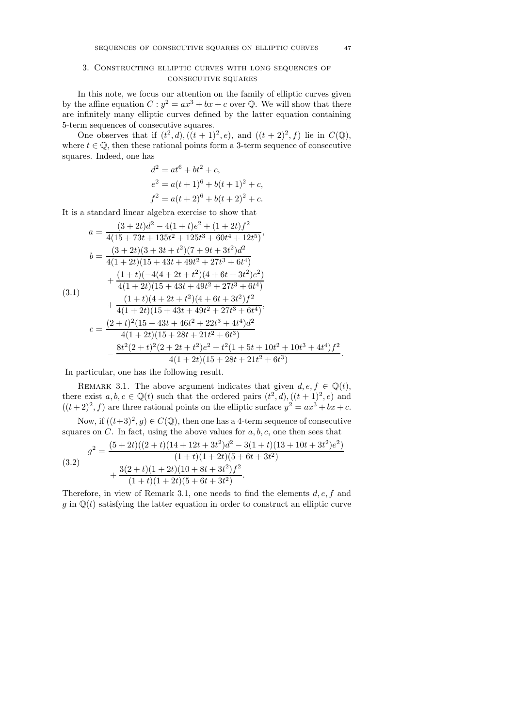## 3. Constructing elliptic curves with long sequences of consecutive squares

In this note, we focus our attention on the family of elliptic curves given by the affine equation $C : y^2 = ax^3 + bx + c$ over $\mathbb{Q}$. We will show that there are infinitely many elliptic curves defined by the latter equation containing 5-term sequences of consecutive squares.

One observes that if $(t^2, d), ((t+1)^2, e)$, and $((t+2)^2, f)$ lie in $C(\mathbb{Q})$, where $t \in \mathbb{Q}$, then these rational points form a 3-term sequence of consecutive squares. Indeed, one has

$$
\begin{aligned}
d^2 &= at^6 + bt^2 + c,\\
e^2 &= a(t+1)^6 + b(t+1)^2 + c,\\
f^2 &= a(t+2)^6 + b(t+2)^2 + c.
\end{aligned}
$$

It is a standard linear algebra exercise to show that

$$
\begin{aligned}
a &= \frac{(3+2t)d^2 - 4(1+t)e^2 + (1+2t)f^2}{4(15+73t+135t^2+125t^3+60t^4+12t^5)},\\
b &= \frac{(3+2t)(3+3t+t^2)(7+9t+3t^2)d^2}{4(1+2t)(15+43t+49t^2+27t^3+6t^4)}\\
&\quad + \frac{(1+t)(-4(4+2t+t^2)(4+6t+3t^2)e^2)}{4(1+2t)(15+43t+49t^2+27t^3+6t^4)}\\
&\quad + \frac{(1+t)(4+2t+t^2)(4+6t+3t^2)f^2}{4(1+2t)(15+43t+49t^2+27t^3+6t^4)},\\
c &= \frac{(2+t)^2(15+43t+46t^2+22t^3+4t^4)d^2}{4(1+2t)(15+28t+21t^2+6t^3)}\\
&\quad - \frac{8t^2(2+t)^2(2+2t+t^2)e^2 + t^2(1+5t+10t^2+10t^3+4t^4)f^2}{4(1+2t)(15+28t+21t^2+6t^3)}.
\end{aligned}
\tag{3.1}
$$

In particular, one has the following result.

Remark 3.1. The above argument indicates that given $d, e, f \in \mathbb{Q}(t)$, there exist $a, b, c \in \mathbb{Q}(t)$ such that the ordered pairs $(t^2, d), ((t+1)^2, e)$ and $((t+2)^2, f)$ are three rational points on the elliptic surface $y^2 = ax^3 + bx + c$.

Now, if $((t+3)^2, g) \in C(\mathbb{Q})$, then one has a 4-term sequence of consecutive squares on $C$. In fact, using the above values for $a, b, c$, one then sees that

$$
\begin{aligned}
g^2 &= \frac{(5+2t)((2+t)(14+12t+3t^2)d^2 - 3(1+t)(13+10t+3t^2)e^2)}{(1+t)(1+2t)(5+6t+3t^2)}\\
&\quad + \frac{3(2+t)(1+2t)(10+8t+3t^2)f^2}{(1+t)(1+2t)(5+6t+3t^2)}.
\end{aligned}
\tag{3.2}
$$

Therefore, in view of Remark 3.1, one needs to find the elements $d, e, f$ and $g$ in $\mathbb{Q}(t)$ satisfying the latter equation in order to construct an elliptic curve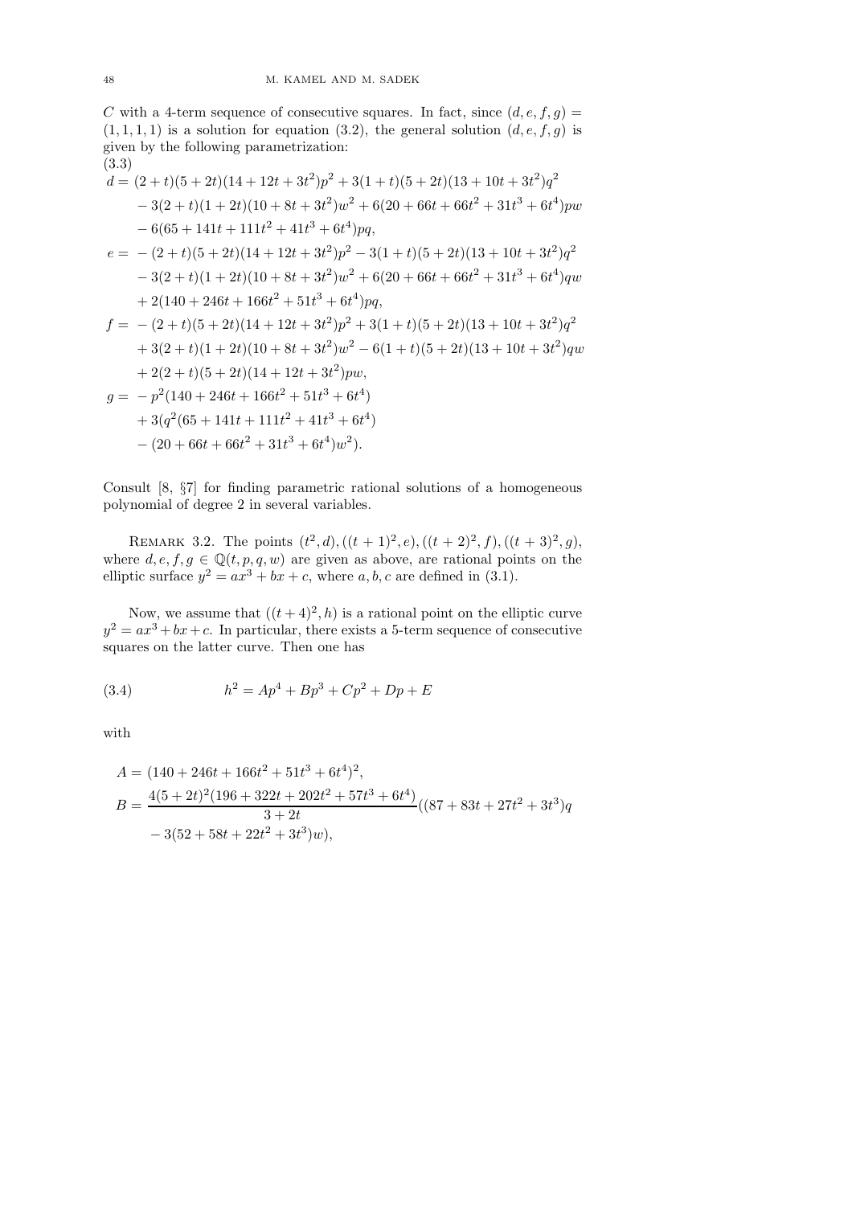$C$ with a 4-term sequence of consecutive squares. In fact, since $(d,e,f,g) = (1,1,1,1)$ is a solution for equation (3.2), the general solution $(d,e,f,g)$ is given by the following parametrization:

(3.3)

$$
\begin{aligned}
d =\ & (2+t)(5+2t)(14+12t+3t^2)p^2 + 3(1+t)(5+2t)(13+10t+3t^2)q^2 \\
& - 3(2+t)(1+2t)(10+8t+3t^2)w^2 + 6(20+66t+66t^2+31t^3+6t^4)pw \\
& - 6(65+141t+111t^2+41t^3+6t^4)pq, \\
e =\ & -(2+t)(5+2t)(14+12t+3t^2)p^2 - 3(1+t)(5+2t)(13+10t+3t^2)q^2 \\
& - 3(2+t)(1+2t)(10+8t+3t^2)w^2 + 6(20+66t+66t^2+31t^3+6t^4)qw \\
& + 2(140+246t+166t^2+51t^3+6t^4)pq, \\
f =\ & -(2+t)(5+2t)(14+12t+3t^2)p^2 + 3(1+t)(5+2t)(13+10t+3t^2)q^2 \\
& + 3(2+t)(1+2t)(10+8t+3t^2)w^2 - 6(1+t)(5+2t)(13+10t+3t^2)qw \\
& + 2(2+t)(5+2t)(14+12t+3t^2)pw, \\
g =\ & -p^2(140+246t+166t^2+51t^3+6t^4) \\
& + 3(q^2(65+141t+111t^2+41t^3+6t^4) \\
& - (20+66t+66t^2+31t^3+6t^4)w^2).
\end{aligned}
$$

Consult [8, §7] for finding parametric rational solutions of a homogeneous polynomial of degree 2 in several variables.

REMARK 3.2. The points $(t^2,d), ((t+1)^2,e), ((t+2)^2,f), ((t+3)^2,g)$, where $d,e,f,g \in \mathbb{Q}(t,p,q,w)$ are given as above, are rational points on the elliptic surface $y^2 = ax^3 + bx + c$, where $a,b,c$ are defined in (3.1).

Now, we assume that $((t+4)^2, h)$ is a rational point on the elliptic curve $y^2 = ax^3 + bx + c$. In particular, there exists a 5-term sequence of consecutive squares on the latter curve. Then one has

$$
h^2 = Ap^4 + Bp^3 + Cp^2 + Dp + E \tag{3.4}
$$

with

$$
\begin{aligned}
A =\ & (140+246t+166t^2+51t^3+6t^4)^2, \\
B =\ & \frac{4(5+2t)^2(196+322t+202t^2+57t^3+6t^4)}{3+2t}((87+83t+27t^2+3t^3)q \\
& - 3(52+58t+22t^2+3t^3)w),
\end{aligned}
$$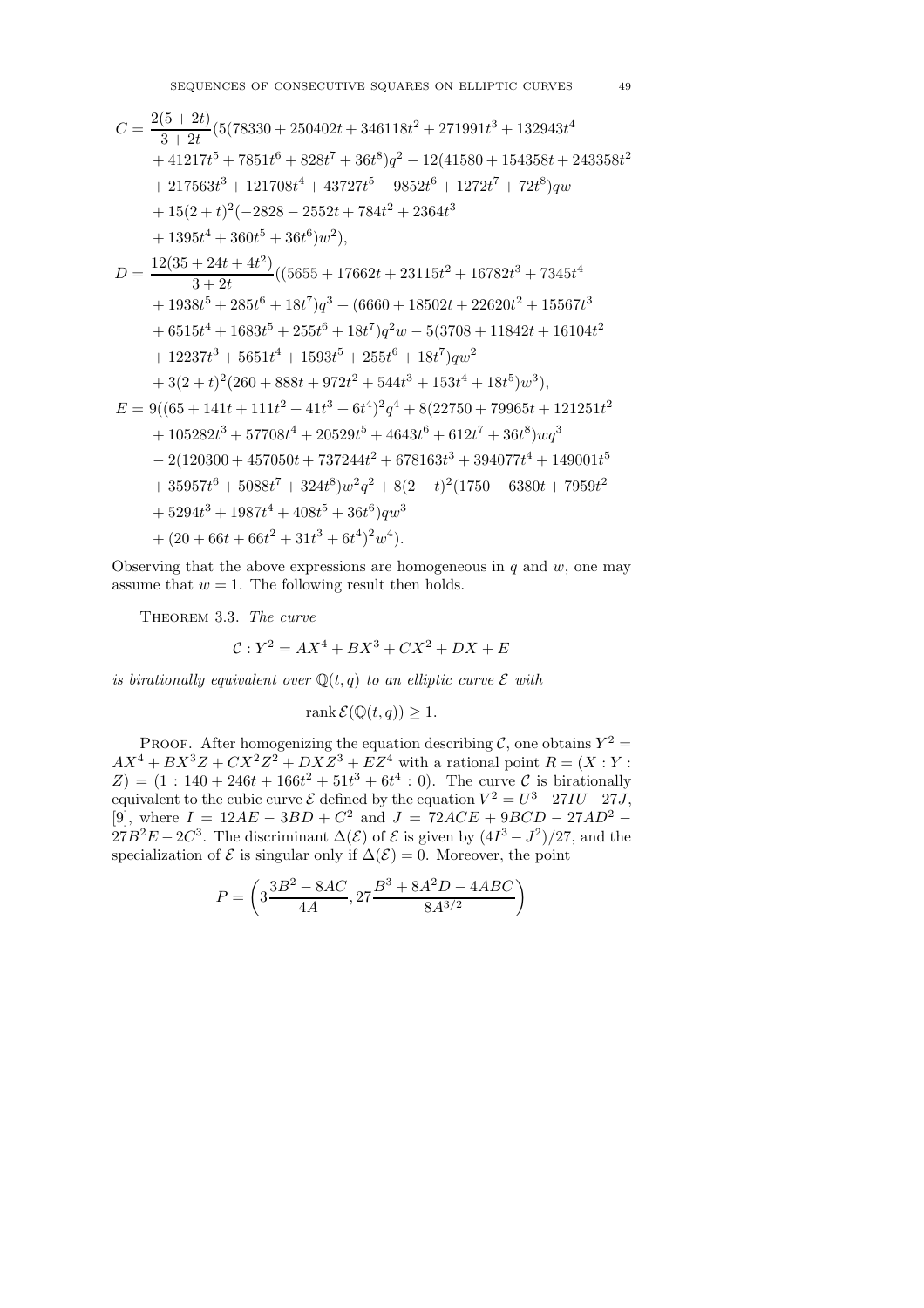$$
\begin{aligned}
C = {} & \frac{2(5+2t)}{3+2t}(5(78330 + 250402t + 346118t^2 + 271991t^3 + 132943t^4 \\
& + 41217t^5 + 7851t^6 + 828t^7 + 36t^8)q^2 - 12(41580 + 154358t + 243358t^2 \\
& + 217563t^3 + 121708t^4 + 43727t^5 + 9852t^6 + 1272t^7 + 72t^8)qw \\
& + 15(2+t)^2(-2828 - 2552t + 784t^2 + 2364t^3 \\
& + 1395t^4 + 360t^5 + 36t^6)w^2), \\
D = {} & \frac{12(35+24t+4t^2)}{3+2t}((5655 + 17662t + 23115t^2 + 16782t^3 + 7345t^4 \\
& + 1938t^5 + 285t^6 + 18t^7)q^3 + (6660 + 18502t + 22620t^2 + 15567t^3 \\
& + 6515t^4 + 1683t^5 + 255t^6 + 18t^7)q^2w - 5(3708 + 11842t + 16104t^2 \\
& + 12237t^3 + 5651t^4 + 1593t^5 + 255t^6 + 18t^7)qw^2 \\
& + 3(2+t)^2(260 + 888t + 972t^2 + 544t^3 + 153t^4 + 18t^5)w^3), \\
E = {} & 9((65 + 141t + 111t^2 + 41t^3 + 6t^4)^2q^4 + 8(22750 + 79965t + 121251t^2 \\
& + 105282t^3 + 57708t^4 + 20529t^5 + 4643t^6 + 612t^7 + 36t^8)wq^3 \\
& - 2(120300 + 457050t + 737244t^2 + 678163t^3 + 394077t^4 + 149001t^5 \\
& + 35957t^6 + 5088t^7 + 324t^8)w^2q^2 + 8(2+t)^2(1750 + 6380t + 7959t^2 \\
& + 5294t^3 + 1987t^4 + 408t^5 + 36t^6)qw^3 \\
& + (20 + 66t + 66t^2 + 31t^3 + 6t^4)^2w^4).
\end{aligned}
$$

Observing that the above expressions are homogeneous in $q$ and $w$, one may assume that $w = 1$. The following result then holds.

THEOREM 3.3. *The curve*

$$
\mathcal{C} : Y^2 = AX^4 + BX^3 + CX^2 + DX + E
$$

*is birationally equivalent over* $\mathbb{Q}(t, q)$ *to an elliptic curve* $\mathcal{E}$ *with*

$$
\operatorname{rank} \mathcal{E}(\mathbb{Q}(t, q)) \geq 1.
$$

PROOF. After homogenizing the equation describing $\mathcal{C}$, one obtains $Y^2 = AX^4 + BX^3Z + CX^2Z^2 + DXZ^3 + EZ^4$ with a rational point $R = (X : Y : Z) = (1 : 140 + 246t + 166t^2 + 51t^3 + 6t^4 : 0)$. The curve $\mathcal{C}$ is birationally equivalent to the cubic curve $\mathcal{E}$ defined by the equation $V^2 = U^3 - 27IU - 27J$, [9], where $I = 12AE - 3BD + C^2$ and $J = 72ACE + 9BCD - 27AD^2 - 27B^2E - 2C^3$. The discriminant $\Delta(\mathcal{E})$ of $\mathcal{E}$ is given by $(4I^3 - J^2)/27$, and the specialization of $\mathcal{E}$ is singular only if $\Delta(\mathcal{E}) = 0$. Moreover, the point

$$
P = \left( 3\frac{3B^2 - 8AC}{4A}, 27\frac{B^3 + 8A^2D - 4ABC}{8A^{3/2}} \right)
$$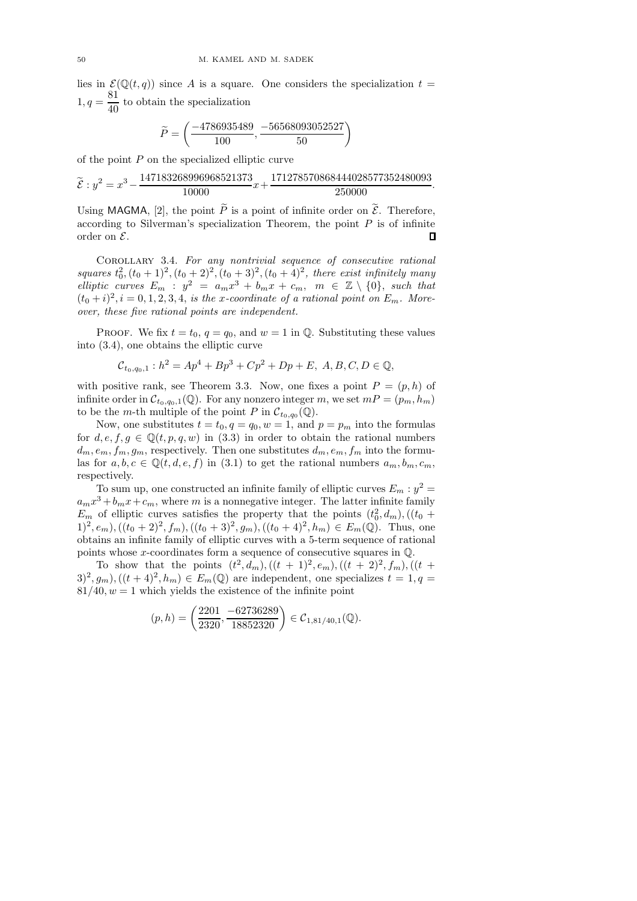lies in $\mathcal{E}(\mathbb{Q}(t,q))$ since $A$ is a square. One considers the specialization $t = 1, q = \dfrac{81}{40}$ to obtain the specialization

$$\widetilde{P} = \left(\frac{-4786935489}{100}, \frac{-56568093052527}{50}\right)$$

of the point $P$ on the specialized elliptic curve

$$\widetilde{\mathcal{E}} : y^2 = x^3 - \frac{147183268996968521373}{10000}x + \frac{1712785708684440285773524800093}{250000}.$$

Using MAGMA, [2], the point $\widetilde{P}$ is a point of infinite order on $\widetilde{\mathcal{E}}$. Therefore, according to Silverman's specialization Theorem, the point $P$ is of infinite order on $\mathcal{E}$. ∎

Corollary 3.4. *For any nontrivial sequence of consecutive rational squares $t_0^2, (t_0+1)^2, (t_0+2)^2, (t_0+3)^2, (t_0+4)^2$, there exist infinitely many elliptic curves $E_m : y^2 = a_m x^3 + b_m x + c_m$, $m \in \mathbb{Z} \setminus \{0\}$, such that $(t_0+i)^2, i = 0,1,2,3,4$, is the $x$-coordinate of a rational point on $E_m$. Moreover, these five rational points are independent.*

Proof. We fix $t = t_0$, $q = q_0$, and $w = 1$ in $\mathbb{Q}$. Substituting these values into (3.4), one obtains the elliptic curve

$$\mathcal{C}_{t_0,q_0,1} : h^2 = Ap^4 + Bp^3 + Cp^2 + Dp + E,\ A, B, C, D \in \mathbb{Q},$$

with positive rank, see Theorem 3.3. Now, one fixes a point $P = (p, h)$ of infinite order in $\mathcal{C}_{t_0,q_0,1}(\mathbb{Q})$. For any nonzero integer $m$, we set $mP = (p_m, h_m)$ to be the $m$-th multiple of the point $P$ in $\mathcal{C}_{t_0,q_0}(\mathbb{Q})$.

Now, one substitutes $t = t_0, q = q_0, w = 1$, and $p = p_m$ into the formulas for $d, e, f, g \in \mathbb{Q}(t,p,q,w)$ in (3.3) in order to obtain the rational numbers $d_m, e_m, f_m, g_m$, respectively. Then one substitutes $d_m, e_m, f_m$ into the formulas for $a, b, c \in \mathbb{Q}(t,d,e,f)$ in (3.1) to get the rational numbers $a_m, b_m, c_m$, respectively.

To sum up, one constructed an infinite family of elliptic curves $E_m : y^2 = a_m x^3 + b_m x + c_m$, where $m$ is a nonnegative integer. The latter infinite family $E_m$ of elliptic curves satisfies the property that the points $(t_0^2, d_m), ((t_0+1)^2, e_m), ((t_0+2)^2, f_m), ((t_0+3)^2, g_m), ((t_0+4)^2, h_m) \in E_m(\mathbb{Q})$. Thus, one obtains an infinite family of elliptic curves with a 5-term sequence of rational points whose $x$-coordinates form a sequence of consecutive squares in $\mathbb{Q}$.

To show that the points $(t^2, d_m), ((t+1)^2, e_m), ((t+2)^2, f_m), ((t+3)^2, g_m), ((t+4)^2, h_m) \in E_m(\mathbb{Q})$ are independent, one specializes $t = 1, q = 81/40, w = 1$ which yields the existence of the infinite point

$$(p, h) = \left(\frac{2201}{2320}, \frac{-62736289}{18852320}\right) \in \mathcal{C}_{1,81/40,1}(\mathbb{Q}).$$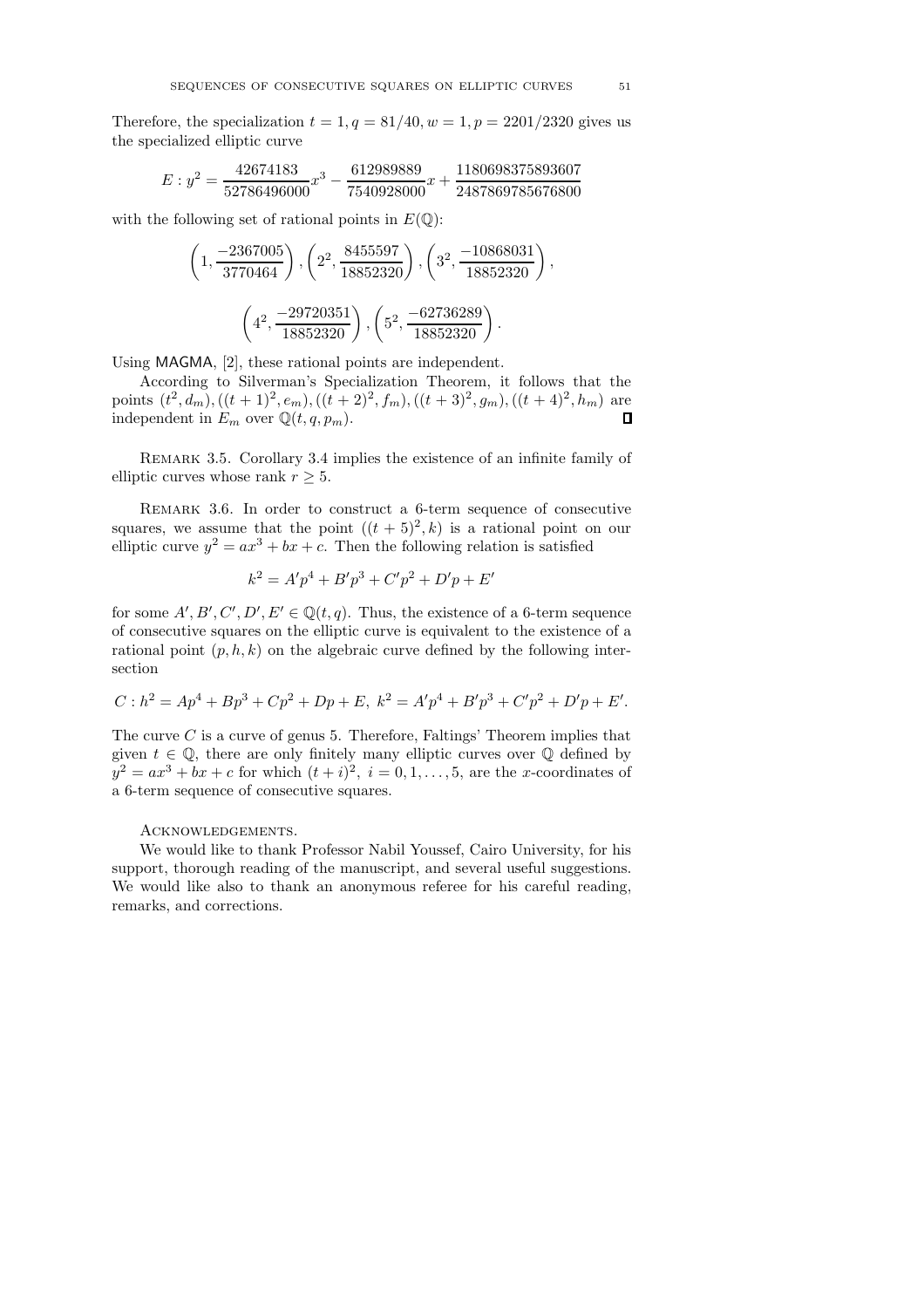Therefore, the specialization $t = 1, q = 81/40, w = 1, p = 2201/2320$ gives us the specialized elliptic curve

$$E : y^2 = \frac{42674183}{52786496000}x^3 - \frac{612989889}{7540928000}x + \frac{1180698375893607}{2487869785676800}$$

with the following set of rational points in $E(\mathbb{Q})$:

$$\left(1, \frac{-2367005}{3770464}\right), \left(2^2, \frac{8455597}{18852320}\right), \left(3^2, \frac{-10868031}{18852320}\right),$$

$$\left(4^2, \frac{-29720351}{18852320}\right), \left(5^2, \frac{-62736289}{18852320}\right).$$

Using MAGMA, [2], these rational points are independent.

According to Silverman's Specialization Theorem, it follows that the points $(t^2, d_m), ((t+1)^2, e_m), ((t+2)^2, f_m), ((t+3)^2, g_m), ((t+4)^2, h_m)$ are independent in $E_m$ over $\mathbb{Q}(t, q, p_m)$. $\square$

Remark 3.5. Corollary 3.4 implies the existence of an infinite family of elliptic curves whose rank $r \geq 5$.

Remark 3.6. In order to construct a 6-term sequence of consecutive squares, we assume that the point $((t+5)^2, k)$ is a rational point on our elliptic curve $y^2 = ax^3 + bx + c$. Then the following relation is satisfied

$$k^2 = A'p^4 + B'p^3 + C'p^2 + D'p + E'$$

for some $A', B', C', D', E' \in \mathbb{Q}(t, q)$. Thus, the existence of a 6-term sequence of consecutive squares on the elliptic curve is equivalent to the existence of a rational point $(p, h, k)$ on the algebraic curve defined by the following intersection

$$C : h^2 = Ap^4 + Bp^3 + Cp^2 + Dp + E, \ k^2 = A'p^4 + B'p^3 + C'p^2 + D'p + E'.$$

The curve $C$ is a curve of genus 5. Therefore, Faltings' Theorem implies that given $t \in \mathbb{Q}$, there are only finitely many elliptic curves over $\mathbb{Q}$ defined by $y^2 = ax^3 + bx + c$ for which $(t+i)^2, \ i = 0, 1, \ldots, 5$, are the $x$-coordinates of a 6-term sequence of consecutive squares.

## Acknowledgements.

We would like to thank Professor Nabil Youssef, Cairo University, for his support, thorough reading of the manuscript, and several useful suggestions. We would like also to thank an anonymous referee for his careful reading, remarks, and corrections.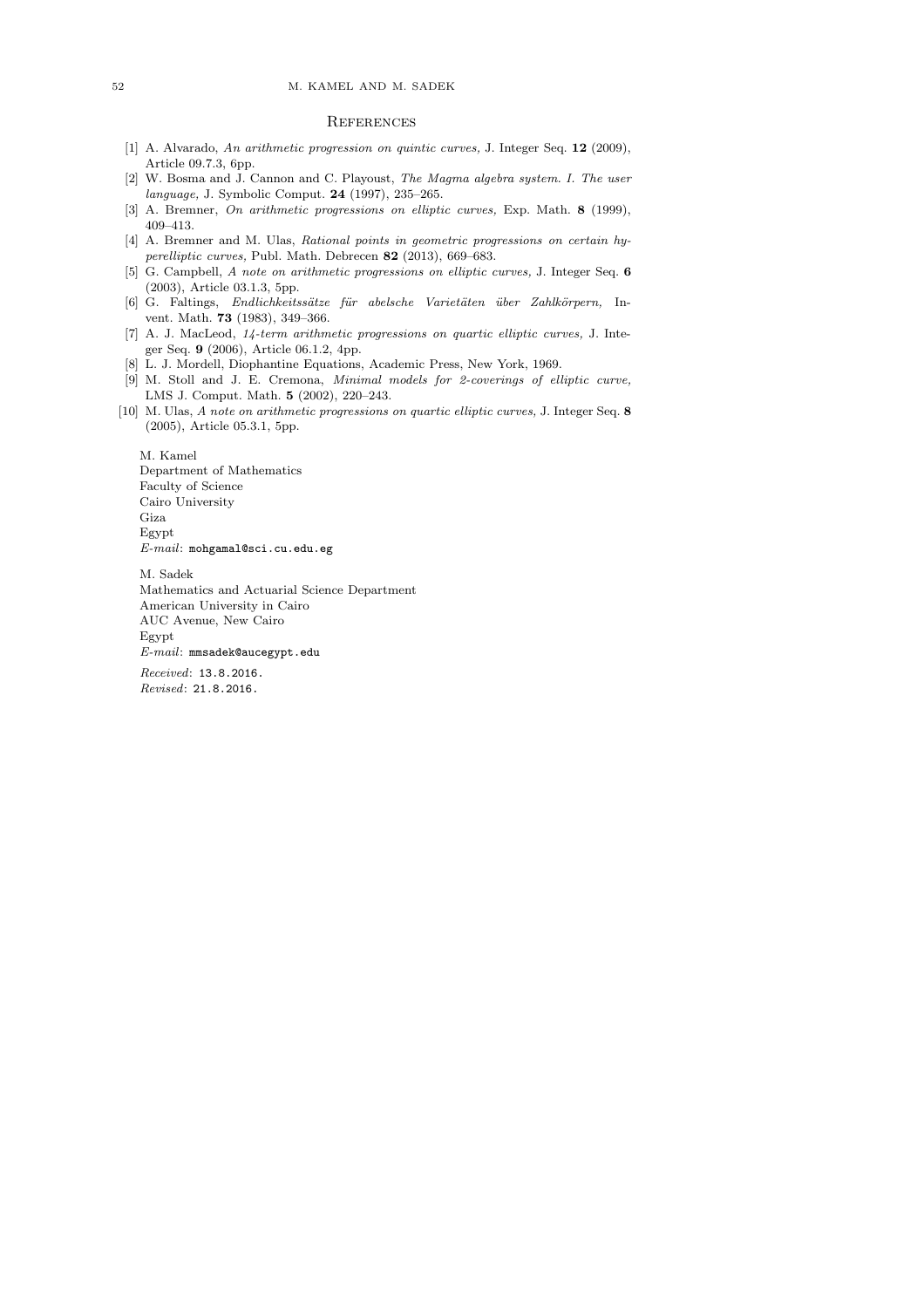## References

[1] A. Alvarado, *An arithmetic progression on quintic curves,* J. Integer Seq. **12** (2009), Article 09.7.3, 6pp.

[2] W. Bosma and J. Cannon and C. Playoust, *The Magma algebra system. I. The user language,* J. Symbolic Comput. **24** (1997), 235–265.

[3] A. Bremner, *On arithmetic progressions on elliptic curves,* Exp. Math. **8** (1999), 409–413.

[4] A. Bremner and M. Ulas, *Rational points in geometric progressions on certain hyperelliptic curves,* Publ. Math. Debrecen **82** (2013), 669–683.

[5] G. Campbell, *A note on arithmetic progressions on elliptic curves,* J. Integer Seq. **6** (2003), Article 03.1.3, 5pp.

[6] G. Faltings, *Endlichkeitssätze für abelsche Varietäten über Zahlkörpern,* Invent. Math. **73** (1983), 349–366.

[7] A. J. MacLeod, *14-term arithmetic progressions on quartic elliptic curves,* J. Integer Seq. **9** (2006), Article 06.1.2, 4pp.

[8] L. J. Mordell, Diophantine Equations, Academic Press, New York, 1969.

[9] M. Stoll and J. E. Cremona, *Minimal models for 2-coverings of elliptic curve,* LMS J. Comput. Math. **5** (2002), 220–243.

[10] M. Ulas, *A note on arithmetic progressions on quartic elliptic curves,* J. Integer Seq. **8** (2005), Article 05.3.1, 5pp.

M. Kamel
Department of Mathematics
Faculty of Science
Cairo University
Giza
Egypt
*E-mail*: mohgamal@sci.cu.edu.eg

M. Sadek
Mathematics and Actuarial Science Department
American University in Cairo
AUC Avenue, New Cairo
Egypt
*E-mail*: mmsadek@aucegypt.edu

*Received*: 13.8.2016.
*Revised*: 21.8.2016.